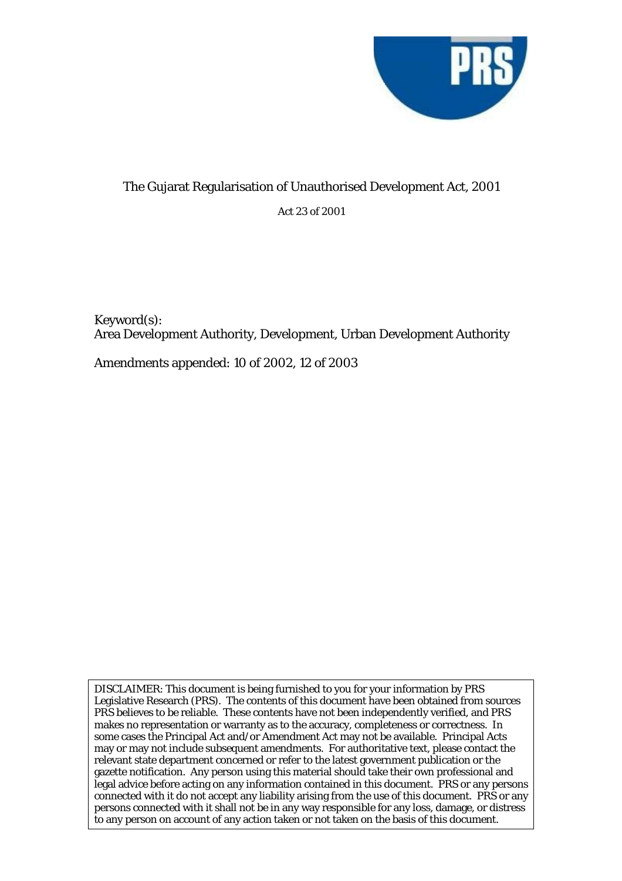# The Gujarat Regularisation of Unauthorised Development Act, 2001

Act 23 of 2001

Keyword(s):
Area Development Authority, Development, Urban Development Authority

Amendments appended: 10 of 2002, 12 of 2003

DISCLAIMER: This document is being furnished to you for your information by PRS Legislative Research (PRS). The contents of this document have been obtained from sources PRS believes to be reliable. These contents have not been independently verified, and PRS makes no representation or warranty as to the accuracy, completeness or correctness. In some cases the Principal Act and/or Amendment Act may not be available. Principal Acts may or may not include subsequent amendments. For authoritative text, please contact the relevant state department concerned or refer to the latest government publication or the gazette notification. Any person using this material should take their own professional and legal advice before acting on any information contained in this document. PRS or any persons connected with it do not accept any liability arising from the use of this document. PRS or any persons connected with it shall not be in any way responsible for any loss, damage, or distress to any person on account of any action taken or not taken on the basis of this document.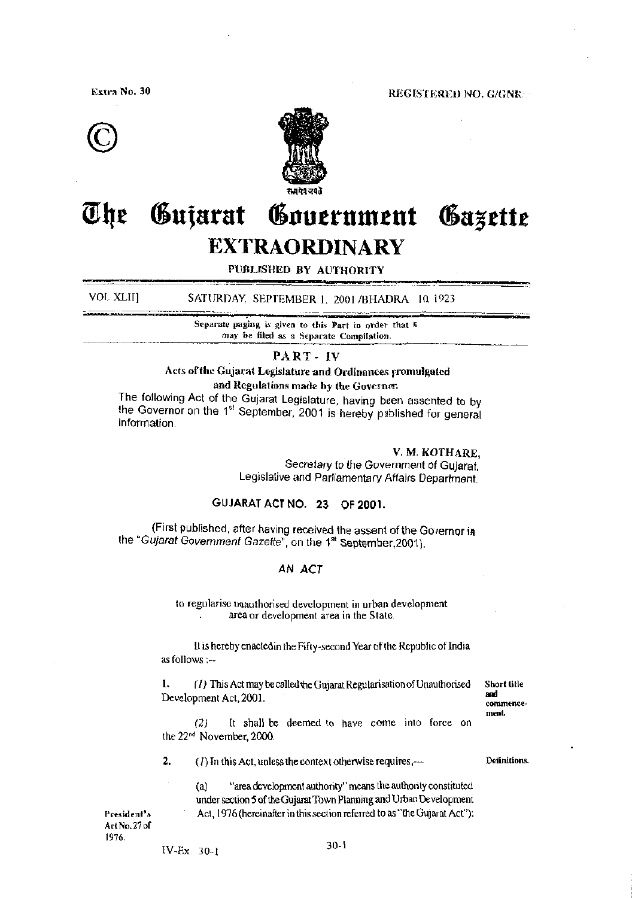Extra No. 30

REGISTERED NO. G/GNR

©

# The Gujarat Government Gazette

## EXTRAORDINARY

PUBLISHED BY AUTHORITY

VOL. XLII] SATURDAY, SEPTEMBER 1, 2001 /BHADRA 10, 1923

Separate paging is given to this Part in order that it may be filed as a Separate Compilation.

### PART - IV

**Acts of the Gujarat Legislature and Ordinances promulgated and Regulations made by the Governor.**

The following Act of the Gujarat Legislature, having been assented to by the Governor on the 1st September, 2001 is hereby published for general information.

V. M. KOTHARE,
Secretary to the Government of Gujarat,
Legislative and Parliamentary Affairs Department.

### GUJARAT ACT NO. 23 OF 2001.

(First published, after having received the assent of the Governor in the "*Gujarat Government Gazette*", on the 1st September, 2001).

### *AN ACT*

to regularise unauthorised development in urban development area or development area in the State.

It is hereby enacted in the Fifty-second Year of the Republic of India as follows :--

**Short title and commencement.**

1. *(1)* This Act may be called the Gujarat Regularisation of Unauthorised Development Act, 2001.

*(2)* It shall be deemed to have come into force on the 22nd November, 2000.

**Definitions.**

2. *(1)* In this Act, unless the context otherwise requires,—

(a) "area development authority" means the authority constituted under section 5 of the Gujarat Town Planning and Urban Development Act, 1976 (hereinafter in this section referred to as "the Gujarat Act");

President's Act No. 27 of 1976.

IV-Ex. 30-1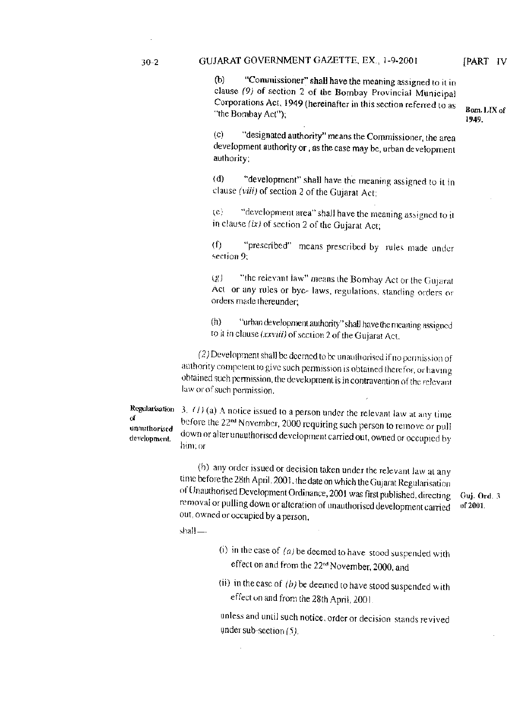(b) "Commissioner" shall have the meaning assigned to it in clause *(9)* of section 2 of the Bombay Provincial Municipal Corporations Act, 1949 (hereinafter in this section referred to as "the Bombay Act"); Bom. LIX of 1949.

(c) "designated authority" means the Commissioner, the area development authority or, as the case may be, urban development authority;

(d) "development" shall have the meaning assigned to it in clause *(viii)* of section 2 of the Gujarat Act;

(e) "development area" shall have the meaning assigned to it in clause *(ix)* of section 2 of the Gujarat Act;

(f) "prescribed" means prescribed by rules made under section 9;

(g) "the relevant law" means the Bombay Act or the Gujarat Act or any rules or bye- laws, regulations, standing orders or orders made thereunder;

(h) "urban development authority" shall have the meaning assigned to it in clause *(xxviii)* of section 2 of the Gujarat Act.

*(2)* Development shall be deemed to be unauthorised if no permission of authority competent to give such permission is obtained therefor, or having obtained such permission, the development is in contravention of the relevant law or of such permission.

**Regularisation of unauthorised development.**

3. *(1)* (a) A notice issued to a person under the relevant law at any time before the 22nd November, 2000 requiring such person to remove or pull down or alter unauthorised development carried out, owned or occupied by him; or

(b) any order issued or decision taken under the relevant law at any time before the 28th April, 2001, the date on which the Gujarat Regularisation of Unauthorised Development Ordinance, 2001 was first published, directing removal or pulling down or alteration of unauthorised development carried out, owned or occupied by a person, Guj. Ord. 3 of 2001.

shall—

(i) in the case of *(a)* be deemed to have stood suspended with effect on and from the 22nd November, 2000, and

(ii) in the case of *(b)* be deemed to have stood suspended with effect on and from the 28th April, 2001,

unless and until such notice, order or decision stands revived under sub-section *(5)*.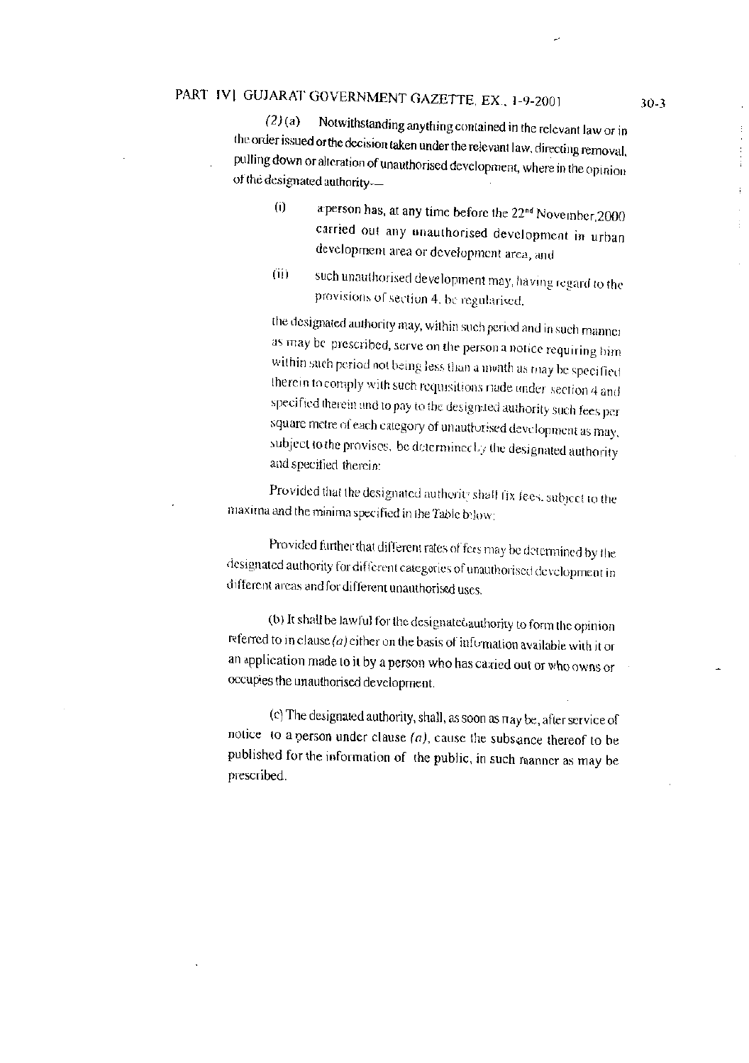(2) (a) Notwithstanding anything contained in the relevant law or in the order issued or the decision taken under the relevant law, directing removal, pulling down or alteration of unauthorised development, where in the opinion of the designated authority—

- (i) a person has, at any time before the 22nd November, 2000 carried out any unauthorised development in urban development area or development area, and
- (ii) such unauthorised development may, having regard to the provisions of section 4, be regularised,

the designated authority may, within such period and in such manner as may be prescribed, serve on the person a notice requiring him within such period not being less than a month as may be specified therein to comply with such requisitions made under section 4 and specified therein and to pay to the designated authority such fees per square metre of each category of unauthorised development as may, subject to the provises, be determined by the designated authority and specified therein:

Provided that the designated authority shall fix fees, subject to the maxima and the minima specified in the Table below:

Provided further that different rates of fees may be determined by the designated authority for different categories of unauthorised development in different areas and for different unauthorised uses.

(b) It shall be lawful for the designated authority to form the opinion referred to in clause *(a)* either on the basis of information available with it or an application made to it by a person who has carried out or who owns or occupies the unauthorised development.

(c) The designated authority, shall, as soon as may be, after service of notice to a person under clause *(a)*, cause the subsance thereof to be published for the information of the public, in such manner as may be prescribed.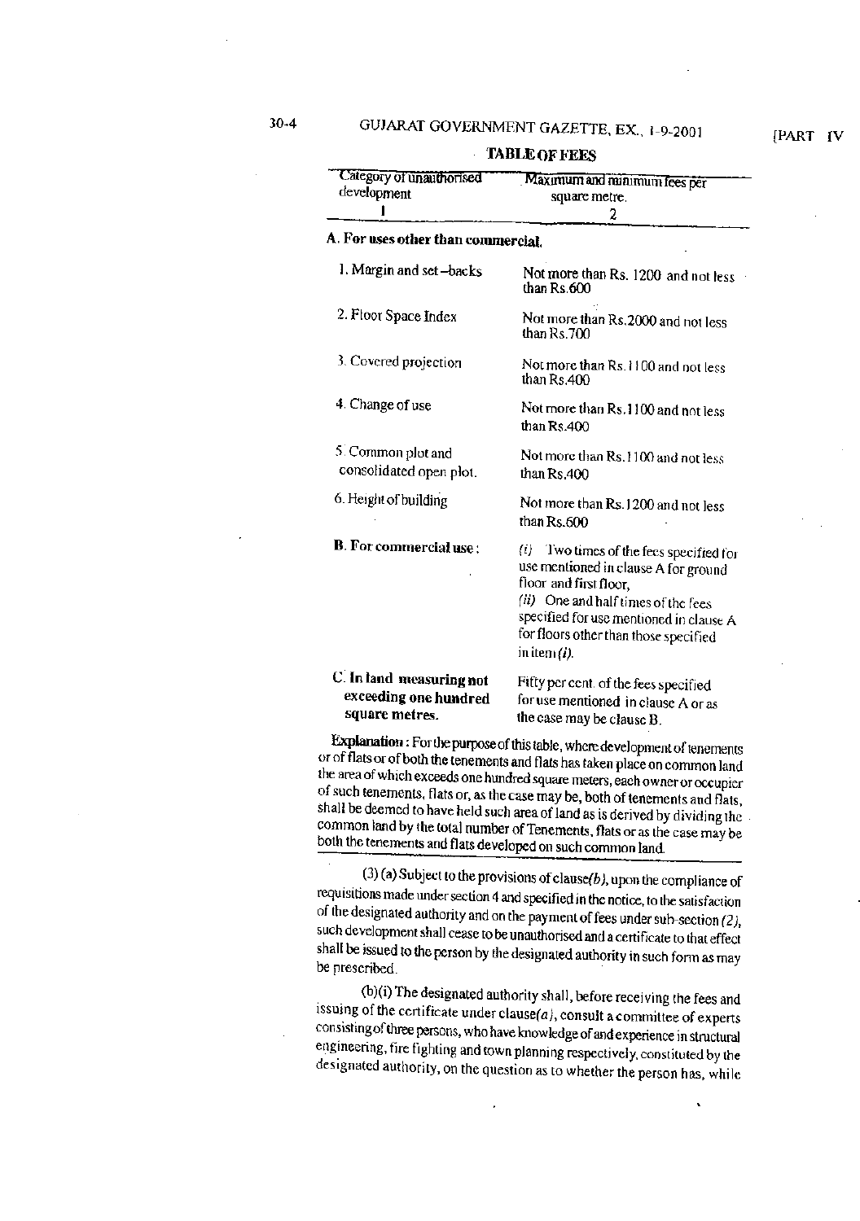**TABLE OF FEES**

| Category of unauthorised development | Maximum and minimum fees per square metre. |
|---|---|
| 1 | 2 |
| **A. For uses other than commercial.** | |
| 1. Margin and set–backs | Not more than Rs. 1200 and not less than Rs.600 |
| 2. Floor Space Index | Not more than Rs.2000 and not less than Rs.700 |
| 3. Covered projection | Not more than Rs.1100 and not less than Rs.400 |
| 4. Change of use | Not more than Rs.1100 and not less than Rs.400 |
| 5. Common plot and consolidated open plot. | Not more than Rs.1100 and not less than Rs.400 |
| 6. Height of building | Not more than Rs.1200 and not less than Rs.600 |
| **B. For commercial use :** | *(i)* Two times of the fees specified for use mentioned in clause A for ground floor and first floor, *(ii)* One and half times of the fees specified for use mentioned in clause A for floors other than those specified in item *(i)*. |
| **C. In land measuring not exceeding one hundred square metres.** | Fifty per cent. of the fees specified for use mentioned in clause A or as the case may be clause B. |

**Explanation :** For the purpose of this table, where development of tenements or of flats or of both the tenements and flats has taken place on common land the area of which exceeds one hundred square meters, each owner or occupier of such tenements, flats or, as the case may be, both of tenements and flats, shall be deemed to have held such area of land as is derived by dividing the common land by the total number of Tenements, flats or as the case may be both the tenements and flats developed on such common land.

(3) (a) Subject to the provisions of clause*(b)*, upon the compliance of requisitions made under section 4 and specified in the notice, to the satisfaction of the designated authority and on the payment of fees under sub-section *(2)*, such development shall cease to be unauthorised and a certificate to that effect shall be issued to the person by the designated authority in such form as may be prescribed.

(b)(i) The designated authority shall, before receiving the fees and issuing of the certificate under clause*(a)*, consult a committee of experts consisting of three persons, who have knowledge of and experience in structural engineering, fire fighting and town planning respectively, constituted by the designated authority, on the question as to whether the person has, while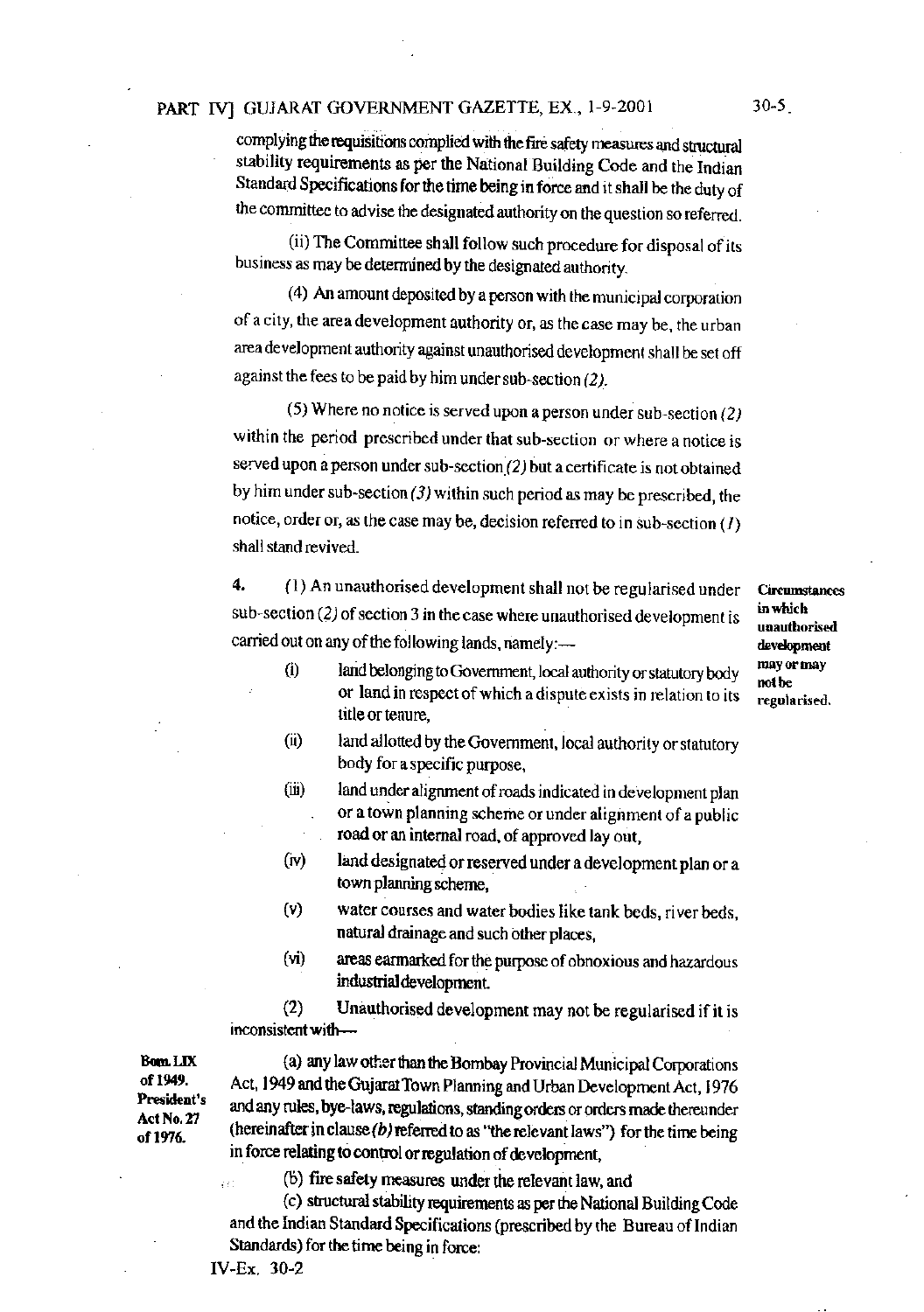complying the requisitions complied with the fire safety measures and structural stability requirements as per the National Building Code and the Indian Standard Specifications for the time being in force and it shall be the duty of the committee to advise the designated authority on the question so referred.

(ii) The Committee shall follow such procedure for disposal of its business as may be determined by the designated authority.

(4) An amount deposited by a person with the municipal corporation of a city, the area development authority or, as the case may be, the urban area development authority against unauthorised development shall be set off against the fees to be paid by him under sub-section *(2)*.

(5) Where no notice is served upon a person under sub-section *(2)* within the period prescribed under that sub-section or where a notice is served upon a person under sub-section *(2)* but a certificate is not obtained by him under sub-section *(3)* within such period as may be prescribed, the notice, order or, as the case may be, decision referred to in sub-section *(1)* shall stand revived.

**Circumstances in which unauthorised development may or may not be regularised.**

**4.** (1) An unauthorised development shall not be regularised under sub-section *(2)* of section 3 in the case where unauthorised development is carried out on any of the following lands, namely:—

(i) land belonging to Government, local authority or statutory body or land in respect of which a dispute exists in relation to its title or tenure,

(ii) land allotted by the Government, local authority or statutory body for a specific purpose,

(iii) land under alignment of roads indicated in development plan or a town planning scheme or under alignment of a public road or an internal road, of approved lay out,

(iv) land designated or reserved under a development plan or a town planning scheme,

(v) water courses and water bodies like tank beds, river beds, natural drainage and such other places,

(vi) areas earmarked for the purpose of obnoxious and hazardous industrial development.

(2) Unauthorised development may not be regularised if it is inconsistent with—

**Bom. LIX of 1949. President's Act No. 27 of 1976.**

(a) any law other than the Bombay Provincial Municipal Corporations Act, 1949 and the Gujarat Town Planning and Urban Development Act, 1976 and any rules, bye-laws, regulations, standing orders or orders made thereunder (hereinafter in clause *(b)* referred to as "the relevant laws") for the time being in force relating to control or regulation of development,

(b) fire safety measures under the relevant law, and

(c) structural stability requirements as per the National Building Code and the Indian Standard Specifications (prescribed by the Bureau of Indian Standards) for the time being in force:

IV-Ex. 30-2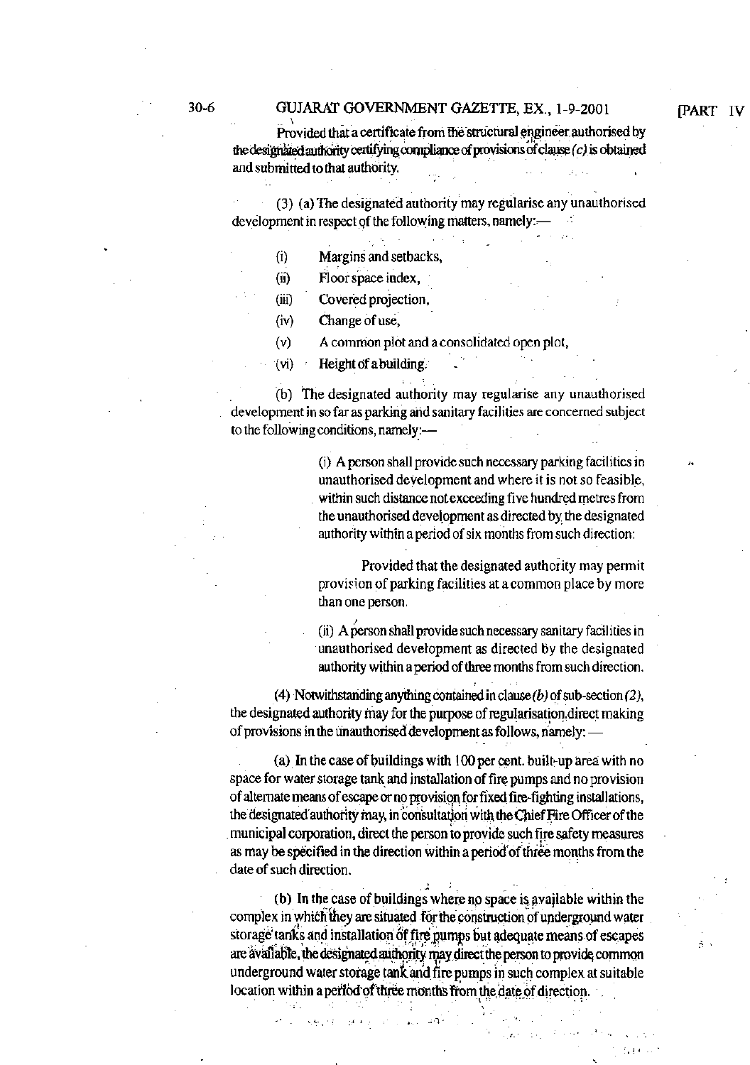Provided that a certificate from the structural engineer authorised by the designated authority certifying compliance of provisions of clause *(c)* is obtained and submitted to that authority.

(3) (a) The designated authority may regularise any unauthorised development in respect of the following matters, namely:—

(i) Margins and setbacks,

(ii) Floor space index,

(iii) Covered projection,

(iv) Change of use,

(v) A common plot and a consolidated open plot,

(vi) Height of a building.

(b) The designated authority may regularise any unauthorised development in so far as parking and sanitary facilities are concerned subject to the following conditions, namely:—

(i) A person shall provide such necessary parking facilities in unauthorised development and where it is not so feasible, within such distance not exceeding five hundred metres from the unauthorised development as directed by the designated authority within a period of six months from such direction:

Provided that the designated authority may permit provision of parking facilities at a common place by more than one person.

(ii) A person shall provide such necessary sanitary facilities in unauthorised development as directed by the designated authority within a period of three months from such direction.

(4) Notwithstanding anything contained in clause *(b)* of sub-section *(2)*, the designated authority may for the purpose of regularisation direct making of provisions in the unauthorised development as follows, namely: —

(a) In the case of buildings with 100 per cent. built-up area with no space for water storage tank and installation of fire pumps and no provision of alternate means of escape or no provision for fixed fire-fighting installations, the designated authority may, in consultation with the Chief Fire Officer of the municipal corporation, direct the person to provide such fire safety measures as may be specified in the direction within a period of three months from the date of such direction.

(b) In the case of buildings where no space is available within the complex in which they are situated for the construction of underground water storage tanks and installation of fire pumps but adequate means of escapes are available, the designated authority may direct the person to provide common underground water storage tank and fire pumps in such complex at suitable location within a period of three months from the date of direction.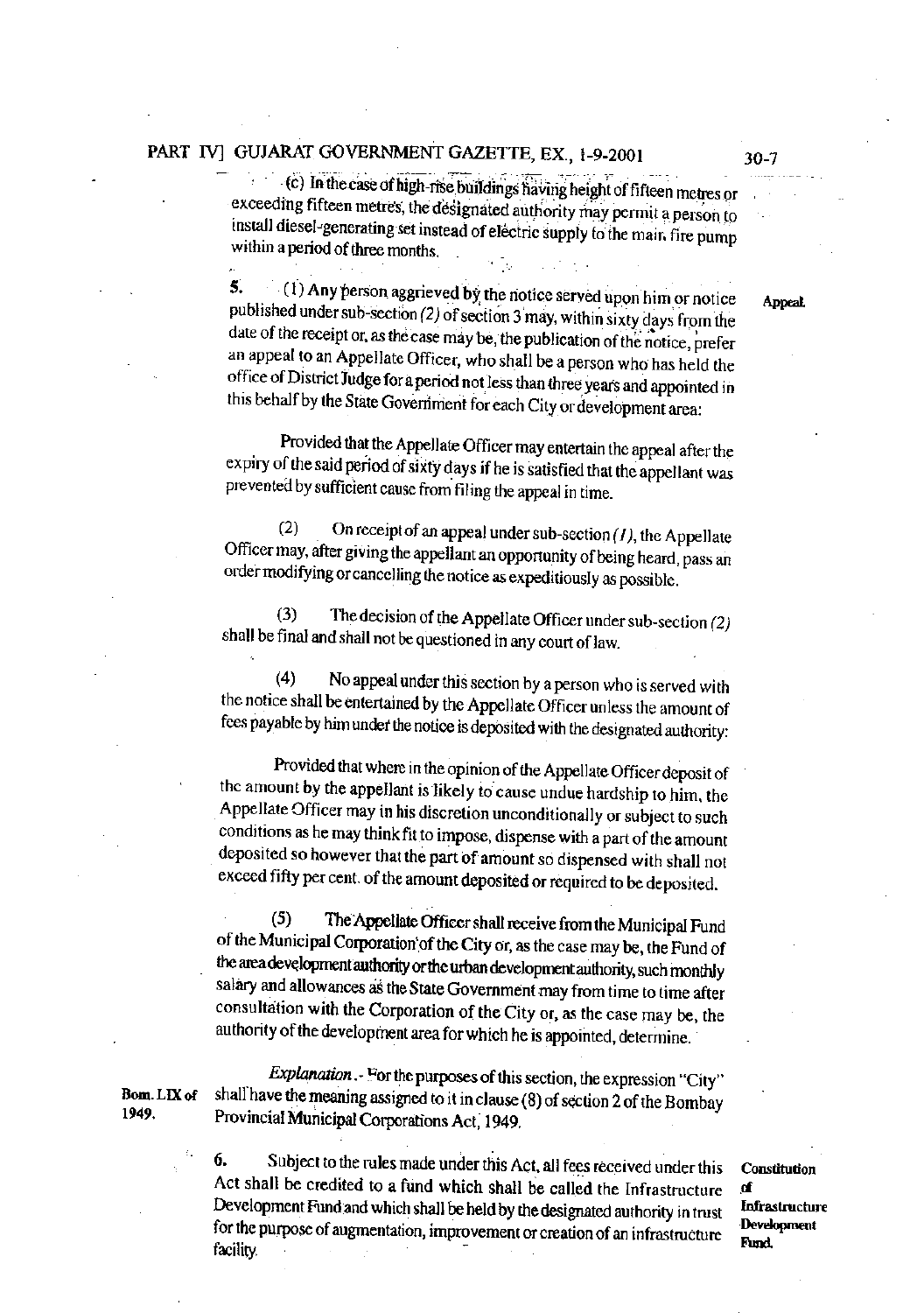(c) In the case of high-rise buildings having height of fifteen metres or exceeding fifteen metres, the designated authority may permit a person to install diesel-generating set instead of electric supply to the main fire pump within a period of three months.

**Appeal.**

5. (1) Any person aggrieved by the notice served upon him or notice published under sub-section *(2)* of section 3 may, within sixty days from the date of the receipt or, as the case may be, the publication of the notice, prefer an appeal to an Appellate Officer, who shall be a person who has held the office of District Judge for a period not less than three years and appointed in this behalf by the State Government for each City or development area:

Provided that the Appellate Officer may entertain the appeal after the expiry of the said period of sixty days if he is satisfied that the appellant was prevented by sufficient cause from filing the appeal in time.

(2) On receipt of an appeal under sub-section *(1)*, the Appellate Officer may, after giving the appellant an opportunity of being heard, pass an order modifying or cancelling the notice as expeditiously as possible.

(3) The decision of the Appellate Officer under sub-section *(2)* shall be final and shall not be questioned in any court of law.

(4) No appeal under this section by a person who is served with the notice shall be entertained by the Appellate Officer unless the amount of fees payable by him under the notice is deposited with the designated authority:

Provided that where in the opinion of the Appellate Officer deposit of the amount by the appellant is likely to cause undue hardship to him, the Appellate Officer may in his discretion unconditionally or subject to such conditions as he may think fit to impose, dispense with a part of the amount deposited so however that the part of amount so dispensed with shall not exceed fifty per cent. of the amount deposited or required to be deposited.

(5) The Appellate Officer shall receive from the Municipal Fund of the Municipal Corporation of the City or, as the case may be, the Fund of the area development authority or the urban development authority, such monthly salary and allowances as the State Government may from time to time after consultation with the Corporation of the City or, as the case may be, the authority of the development area for which he is appointed, determine.

Bom. LIX of 1949.

*Explanation*.- For the purposes of this section, the expression "City" shall have the meaning assigned to it in clause (8) of section 2 of the Bombay Provincial Municipal Corporations Act, 1949.

**Constitution of Infrastructure Development Fund.**

6. Subject to the rules made under this Act, all fees received under this Act shall be credited to a fund which shall be called the Infrastructure Development Fund and which shall be held by the designated authority in trust for the purpose of augmentation, improvement or creation of an infrastructure facility.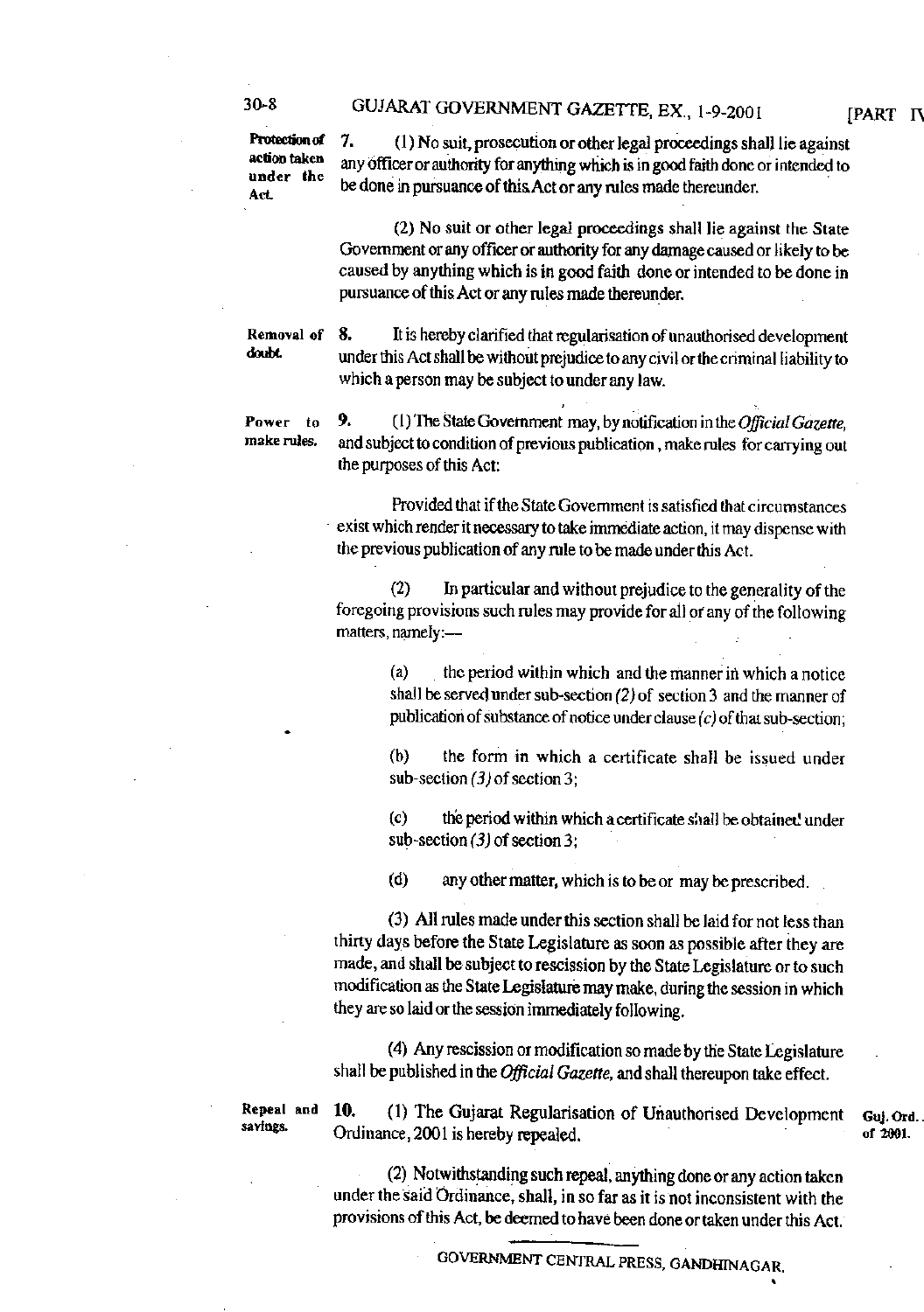**Protection of action taken under the Act.** 7. (1) No suit, prosecution or other legal proceedings shall lie against any officer or authority for anything which is in good faith done or intended to be done in pursuance of this Act or any rules made thereunder.

(2) No suit or other legal proceedings shall lie against the State Government or any officer or authority for any damage caused or likely to be caused by anything which is in good faith done or intended to be done in pursuance of this Act or any rules made thereunder.

**Removal of doubt.** 8. It is hereby clarified that regularisation of unauthorised development under this Act shall be without prejudice to any civil or the criminal liability to which a person may be subject to under any law.

**Power to make rules.** 9. (1) The State Government may, by notification in the *Official Gazette*, and subject to condition of previous publication, make rules for carrying out the purposes of this Act:

Provided that if the State Government is satisfied that circumstances exist which render it necessary to take immediate action, it may dispense with the previous publication of any rule to be made under this Act.

(2) In particular and without prejudice to the generality of the foregoing provisions such rules may provide for all or any of the following matters, namely:—

(a) the period within which and the manner in which a notice shall be served under sub-section *(2)* of section 3 and the manner of publication of substance of notice under clause *(c)* of that sub-section;

(b) the form in which a certificate shall be issued under sub-section *(3)* of section 3;

(c) the period within which a certificate shall be obtained under sub-section *(3)* of section 3;

(d) any other matter, which is to be or may be prescribed.

(3) All rules made under this section shall be laid for not less than thirty days before the State Legislature as soon as possible after they are made, and shall be subject to rescission by the State Legislature or to such modification as the State Legislature may make, during the session in which they are so laid or the session immediately following.

(4) Any rescission or modification so made by the State Legislature shall be published in the *Official Gazette*, and shall thereupon take effect.

**Repeal and savings.** 10. (1) The Gujarat Regularisation of Unauthorised Development Ordinance, 2001 is hereby repealed. (Guj. Ord. of 2001.)

(2) Notwithstanding such repeal, anything done or any action taken under the said Ordinance, shall, in so far as it is not inconsistent with the provisions of this Act, be deemed to have been done or taken under this Act.

GOVERNMENT CENTRAL PRESS, GANDHINAGAR.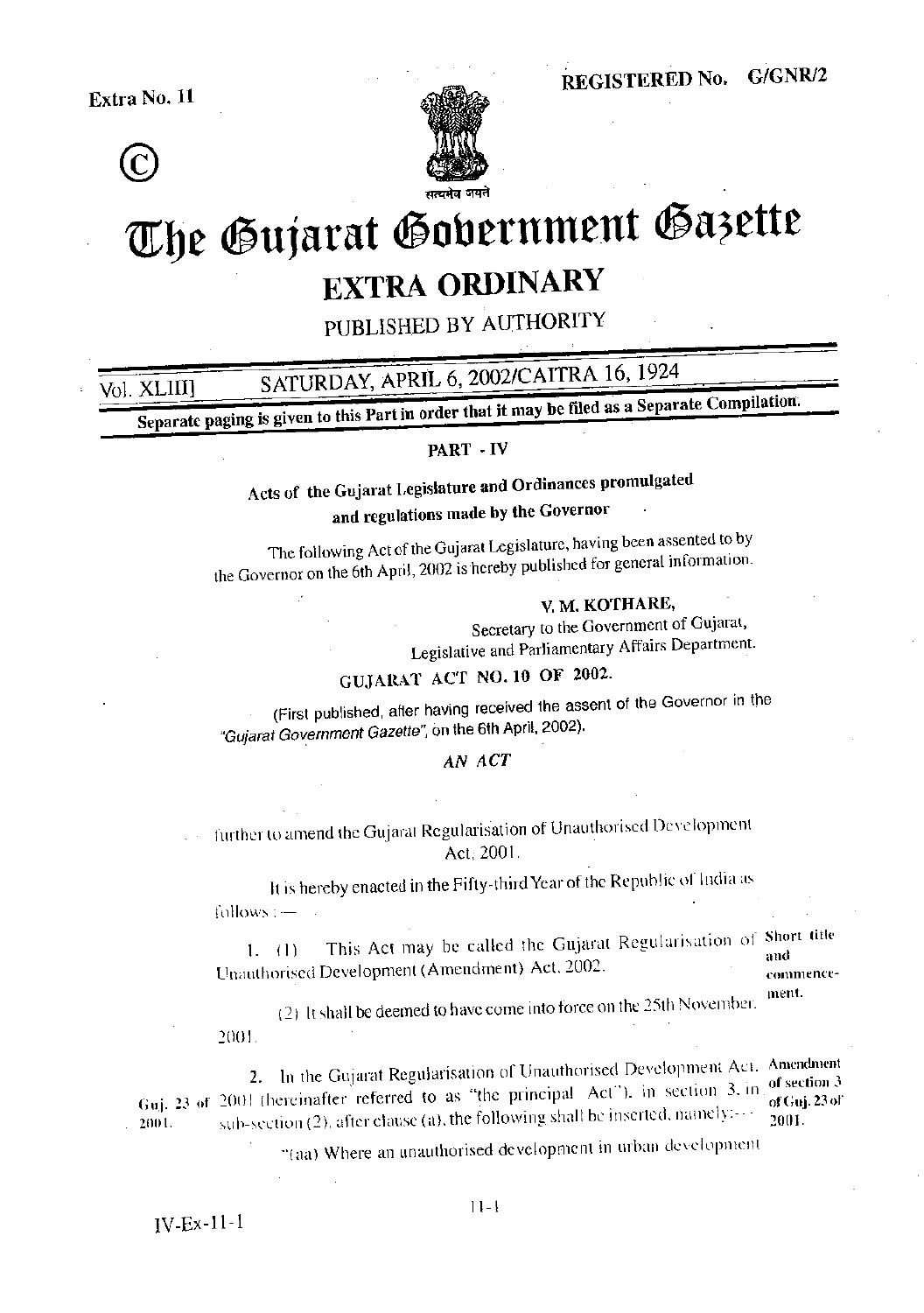Extra No. 11

REGISTERED No. G/GNR/2

©

सत्यमेव जयते

# The Gujarat Government Gazette

## EXTRA ORDINARY

PUBLISHED BY AUTHORITY

Vol. XLIII] SATURDAY, APRIL 6, 2002/CAITRA 16, 1924

**Separate paging is given to this Part in order that it may be filed as a Separate Compilation.**

**PART - IV**

### Acts of the Gujarat Legislature and Ordinances promulgated and regulations made by the Governor

The following Act of the Gujarat Legislature, having been assented to by the Governor on the 6th April, 2002 is hereby published for general information.

**V. M. KOTHARE,**
Secretary to the Government of Gujarat,
Legislative and Parliamentary Affairs Department.

### GUJARAT ACT NO. 10 OF 2002.

(First published, after having received the assent of the Governor in the *"Gujarat Government Gazette"*, on the 6th April, 2002).

*AN ACT*

further to amend the Gujarat Regularisation of Unauthorised Development Act, 2001.

It is hereby enacted in the Fifty-third Year of the Republic of India as follows :—

Short title and commencement.

1. (1) This Act may be called the Gujarat Regularisation of Unauthorised Development (Amendment) Act, 2002.

(2) It shall be deemed to have come into force on the 25th November, 2001.

Amendment of section 3 of Guj. 23 of 2001.

2. In the Gujarat Regularisation of Unauthorised Development Act, 2001 (Guj. 23 of 2001.) (hereinafter referred to as "the principal Act"), in section 3, in sub-section (2), after clause (a), the following shall be inserted, namely:—

"(aa) Where an unauthorised development in urban development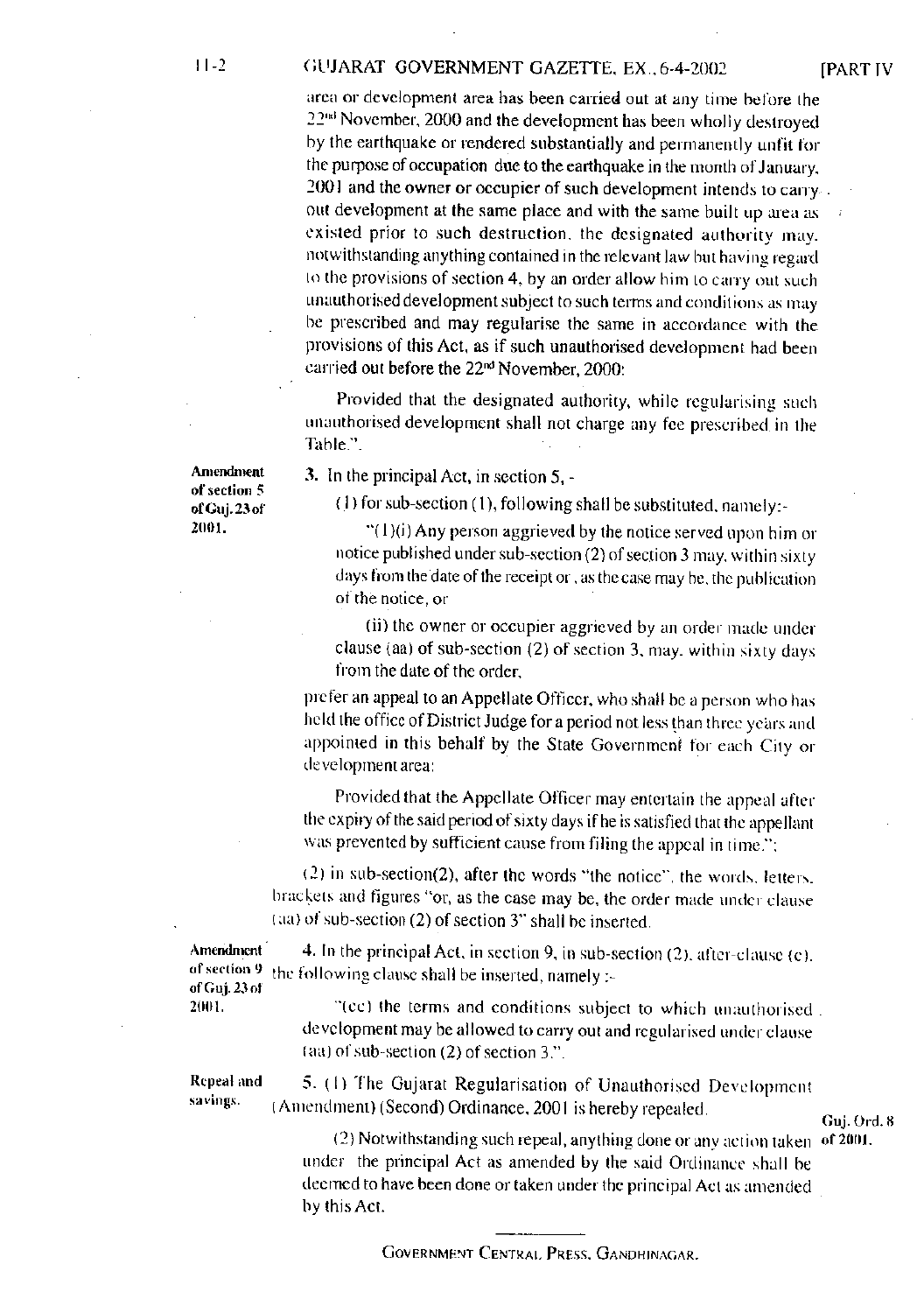area or development area has been carried out at any time before the 22nd November, 2000 and the development has been wholly destroyed by the earthquake or rendered substantially and permanently unfit for the purpose of occupation due to the earthquake in the month of January, 2001 and the owner or occupier of such development intends to carry out development at the same place and with the same built up area as existed prior to such destruction, the designated authority may, notwithstanding anything contained in the relevant law but having regard to the provisions of section 4, by an order allow him to carry out such unauthorised development subject to such terms and conditions as may be prescribed and may regularise the same in accordance with the provisions of this Act, as if such unauthorised development had been carried out before the 22nd November, 2000:

Provided that the designated authority, while regularising such unauthorised development shall not charge any fee prescribed in the Table.".

**Amendment of section 5 of Guj. 23 of 2001.**

3. In the principal Act, in section 5, -

(1) for sub-section (1), following shall be substituted, namely:-

"(1)(i) Any person aggrieved by the notice served upon him or notice published under sub-section (2) of section 3 may, within sixty days from the date of the receipt or, as the case may be, the publication of the notice, or

(ii) the owner or occupier aggrieved by an order made under clause (aa) of sub-section (2) of section 3, may, within sixty days from the date of the order,

prefer an appeal to an Appellate Officer, who shall be a person who has held the office of District Judge for a period not less than three years and appointed in this behalf by the State Government for each City or development area:

Provided that the Appellate Officer may entertain the appeal after the expiry of the said period of sixty days if he is satisfied that the appellant was prevented by sufficient cause from filing the appeal in time.";

(2) in sub-section(2), after the words "the notice", the words, letters, brackets and figures "or, as the case may be, the order made under clause (aa) of sub-section (2) of section 3" shall be inserted.

**Amendment of section 9 of Guj. 23 of 2001.**

4. In the principal Act, in section 9, in sub-section (2), after clause (c), the following clause shall be inserted, namely :-

"(cc) the terms and conditions subject to which unauthorised development may be allowed to carry out and regularised under clause (aa) of sub-section (2) of section 3.".

**Repeal and savings.**

5. (1) The Gujarat Regularisation of Unauthorised Development (Amendment) (Second) Ordinance, 2001 is hereby repealed. *Guj. Ord. 8 of 2001.*

(2) Notwithstanding such repeal, anything done or any action taken under the principal Act as amended by the said Ordinance shall be deemed to have been done or taken under the principal Act as amended by this Act.

---

GOVERNMENT CENTRAL PRESS, GANDHINAGAR.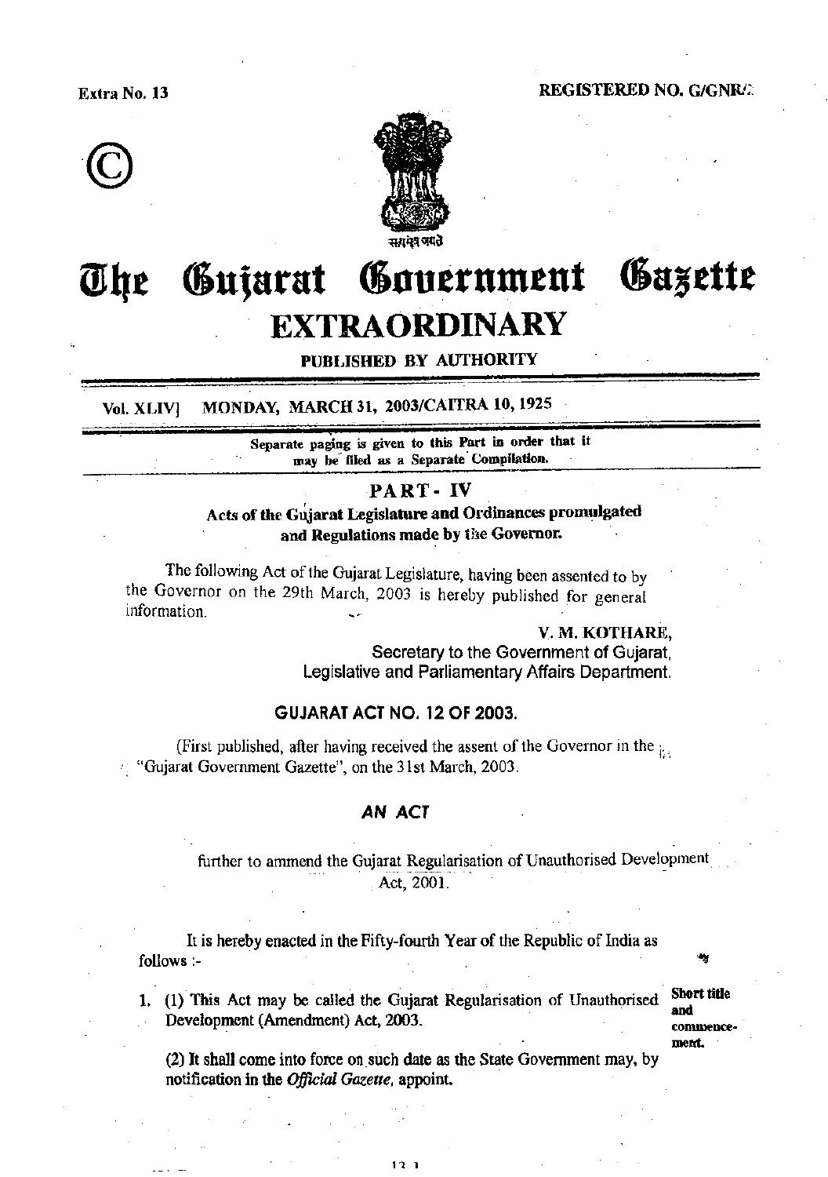Extra No. 13

REGISTERED NO. G/GNR/2

©

सत्यमेव जयते

# The Gujarat Government Gazette

## EXTRAORDINARY

**PUBLISHED BY AUTHORITY**

Vol. XLIV] MONDAY, MARCH 31, 2003/CAITRA 10, 1925

Separate paging is given to this Part in order that it may be filed as a Separate Compilation.

## PART - IV

### Acts of the Gujarat Legislature and Ordinances promulgated and Regulations made by the Governor.

The following Act of the Gujarat Legislature, having been assented to by the Governor on the 29th March, 2003 is hereby published for general information.

V. M. KOTHARE,
Secretary to the Government of Gujarat,
Legislative and Parliamentary Affairs Department.

### GUJARAT ACT NO. 12 OF 2003.

(First published, after having received the assent of the Governor in the "Gujarat Government Gazette", on the 31st March, 2003.

### *AN ACT*

further to ammend the Gujarat Regularisation of Unauthorised Development Act, 2001.

It is hereby enacted in the Fifty-fourth Year of the Republic of India as follows :-

1. (1) This Act may be called the Gujarat Regularisation of Unauthorised Development (Amendment) Act, 2003. **Short title and commencement.**

   (2) It shall come into force on such date as the State Government may, by notification in the *Official Gazette*, appoint.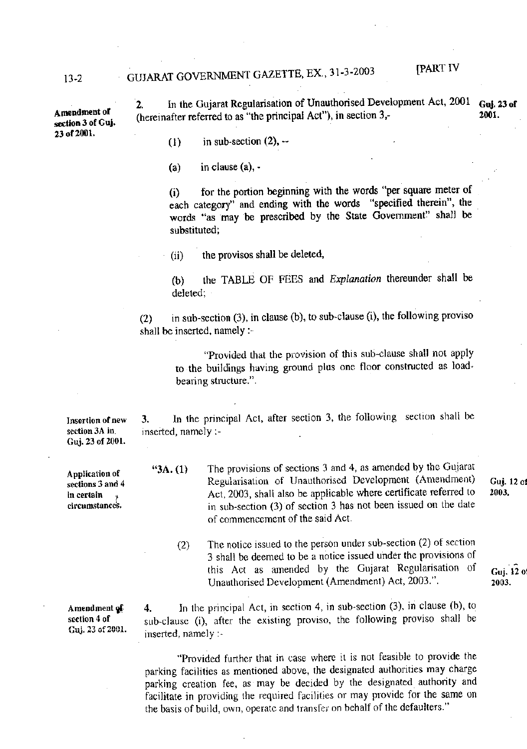**Amendment of section 3 of Guj. 23 of 2001.**

2. In the Gujarat Regularisation of Unauthorised Development Act, 2001 (hereinafter referred to as "the principal Act"), in section 3,- Guj. 23 of 2001.

(1) in sub-section (2), --

(a) in clause (a), -

(i) for the portion beginning with the words "per square meter of each category" and ending with the words "specified therein", the words "as may be prescribed by the State Government" shall be substituted;

(ii) the provisos shall be deleted,

(b) the TABLE OF FEES and *Explanation* thereunder shall be deleted;

(2) in sub-section (3), in clause (b), to sub-clause (i), the following proviso shall be inserted, namely :-

"Provided that the provision of this sub-clause shall not apply to the buildings having ground plus one floor constructed as load-bearing structure.".

**Insertion of new section 3A in Guj. 23 of 2001.**

3. In the principal Act, after section 3, the following section shall be inserted, namely :-

**Application of sections 3 and 4 in certain circumstances.**

"3A. (1) The provisions of sections 3 and 4, as amended by the Gujarat Regularisation of Unauthorised Development (Amendment) Act, 2003, shall also be applicable where certificate referred to in sub-section (3) of section 3 has not been issued on the date of commencement of the said Act. Guj. 12 of 2003.

(2) The notice issued to the person under sub-section (2) of section 3 shall be deemed to be a notice issued under the provisions of this Act as amended by the Gujarat Regularisation of Unauthorised Development (Amendment) Act, 2003.". Guj. 12 of 2003.

**Amendment of section 4 of Guj. 23 of 2001.**

4. In the principal Act, in section 4, in sub-section (3), in clause (b), to sub-clause (i), after the existing proviso, the following proviso shall be inserted, namely :-

"Provided further that in case where it is not feasible to provide the parking facilities as mentioned above, the designated authorities may charge parking creation fee, as may be decided by the designated authority and facilitate in providing the required facilities or may provide for the same on the basis of build, own, operate and transfer on behalf of the defaulters."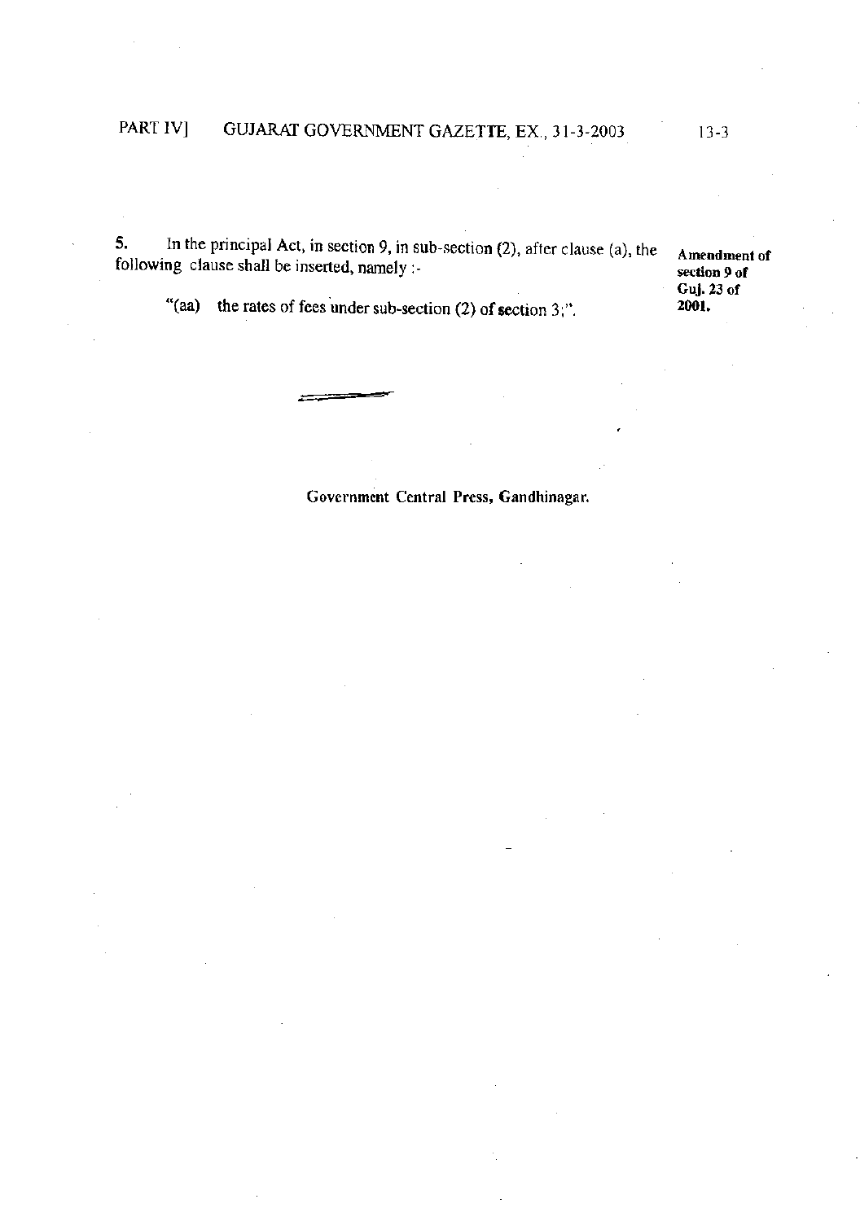5. In the principal Act, in section 9, in sub-section (2), after clause (a), the following clause shall be inserted, namely :-

**Amendment of section 9 of Guj. 23 of 2001.**

"(aa) the rates of fees under sub-section (2) of section 3;".

---

**Government Central Press, Gandhinagar.**